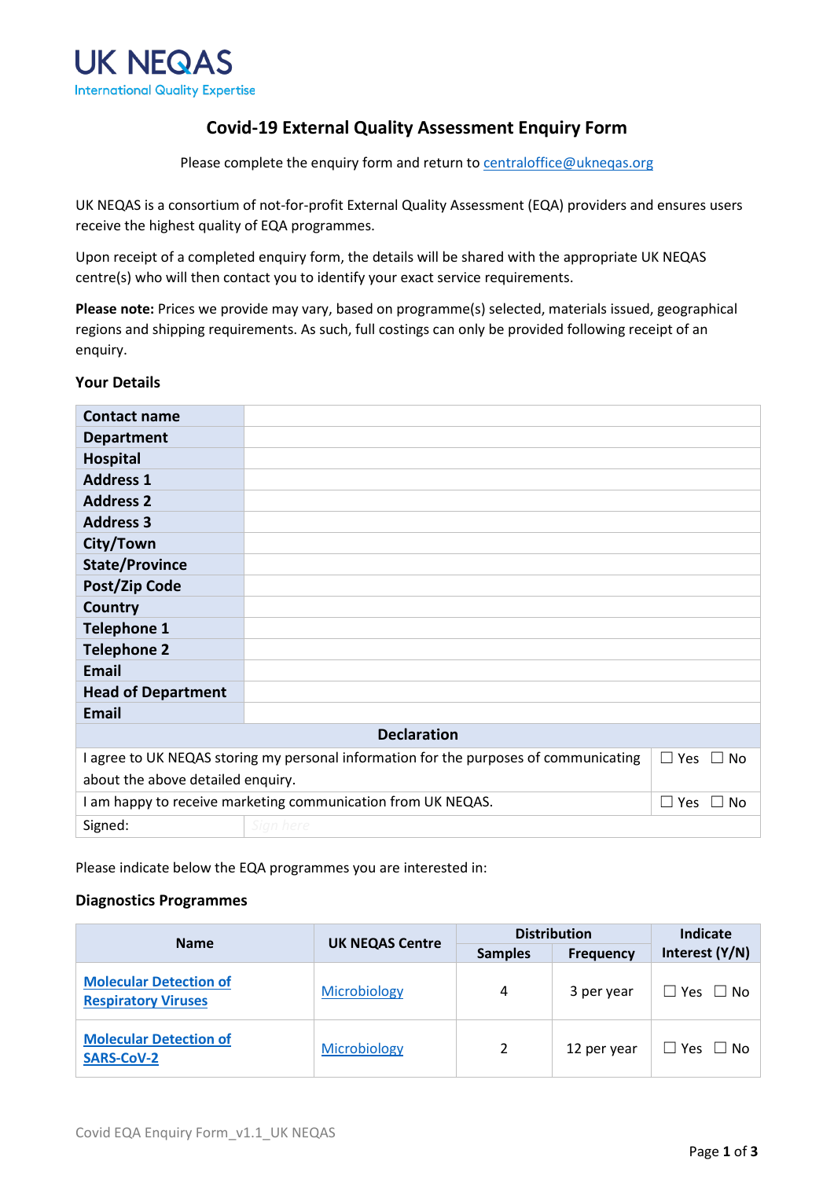UK NEQAS
International Quality Expertise

# Covid-19 External Quality Assessment Enquiry Form

Please complete the enquiry form and return to [centraloffice@ukneqas.org](mailto:centraloffice@ukneqas.org)

UK NEQAS is a consortium of not-for-profit External Quality Assessment (EQA) providers and ensures users receive the highest quality of EQA programmes.

Upon receipt of a completed enquiry form, the details will be shared with the appropriate UK NEQAS centre(s) who will then contact you to identify your exact service requirements.

**Please note:** Prices we provide may vary, based on programme(s) selected, materials issued, geographical regions and shipping requirements. As such, full costings can only be provided following receipt of an enquiry.

### Your Details

| | |
|---|---|
| **Contact name** | |
| **Department** | |
| **Hospital** | |
| **Address 1** | |
| **Address 2** | |
| **Address 3** | |
| **City/Town** | |
| **State/Province** | |
| **Post/Zip Code** | |
| **Country** | |
| **Telephone 1** | |
| **Telephone 2** | |
| **Email** | |
| **Head of Department** | |
| **Email** | |

| **Declaration** | |
|---|---|
| I agree to UK NEQAS storing my personal information for the purposes of communicating about the above detailed enquiry. | ☐ Yes ☐ No |
| I am happy to receive marketing communication from UK NEQAS. | ☐ Yes ☐ No |
| Signed: | Sign here |

Please indicate below the EQA programmes you are interested in:

### Diagnostics Programmes

| Name | UK NEQAS Centre | Distribution | | Indicate Interest (Y/N) |
|---|---|---|---|---|
| | | Samples | Frequency | |
| Molecular Detection of Respiratory Viruses | Microbiology | 4 | 3 per year | ☐ Yes ☐ No |
| Molecular Detection of SARS-CoV-2 | Microbiology | 2 | 12 per year | ☐ Yes ☐ No |

Covid EQA Enquiry Form_v1.1_UK NEQAS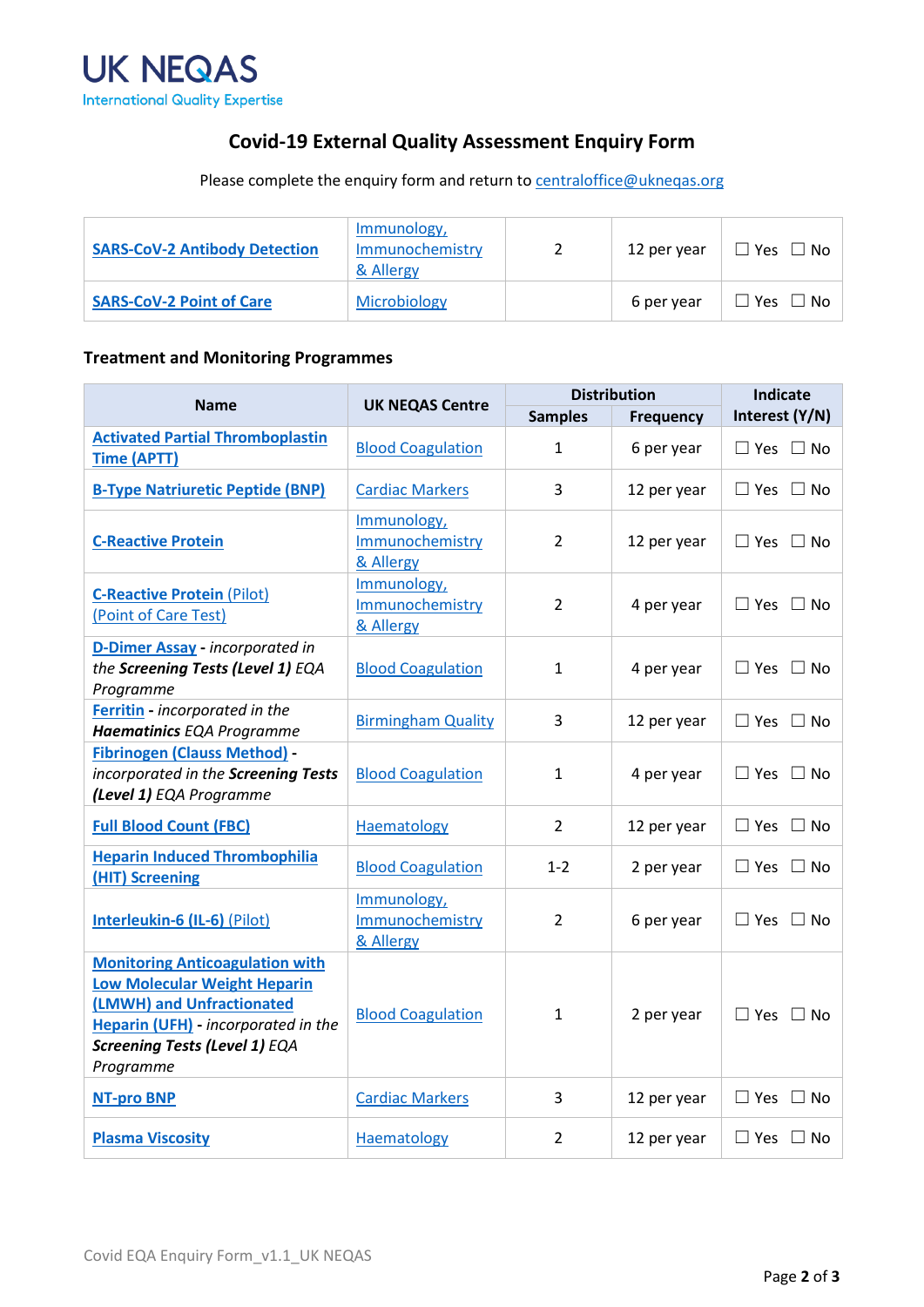UK NEQAS
International Quality Expertise

# Covid-19 External Quality Assessment Enquiry Form

Please complete the enquiry form and return to centraloffice@ukneqas.org

| | | | | |
|---|---|---|---|---|
| **SARS-CoV-2 Antibody Detection** | Immunology, Immunochemistry & Allergy | 2 | 12 per year | ☐ Yes ☐ No |
| **SARS-CoV-2 Point of Care** | Microbiology | | 6 per year | ☐ Yes ☐ No |

### Treatment and Monitoring Programmes

| Name | UK NEQAS Centre | Distribution | | Indicate Interest (Y/N) |
|---|---|---|---|---|
| | | Samples | Frequency | |
| **Activated Partial Thromboplastin Time (APTT)** | Blood Coagulation | 1 | 6 per year | ☐ Yes ☐ No |
| **B-Type Natriuretic Peptide (BNP)** | Cardiac Markers | 3 | 12 per year | ☐ Yes ☐ No |
| **C-Reactive Protein** | Immunology, Immunochemistry & Allergy | 2 | 12 per year | ☐ Yes ☐ No |
| **C-Reactive Protein** (Pilot) (Point of Care Test) | Immunology, Immunochemistry & Allergy | 2 | 4 per year | ☐ Yes ☐ No |
| **D-Dimer Assay** - *incorporated in the* ***Screening Tests (Level 1)*** *EQA Programme* | Blood Coagulation | 1 | 4 per year | ☐ Yes ☐ No |
| **Ferritin** - *incorporated in the* ***Haematinics*** *EQA Programme* | Birmingham Quality | 3 | 12 per year | ☐ Yes ☐ No |
| **Fibrinogen (Clauss Method)** - *incorporated in the* ***Screening Tests (Level 1)*** *EQA Programme* | Blood Coagulation | 1 | 4 per year | ☐ Yes ☐ No |
| **Full Blood Count (FBC)** | Haematology | 2 | 12 per year | ☐ Yes ☐ No |
| **Heparin Induced Thrombophilia (HIT) Screening** | Blood Coagulation | 1-2 | 2 per year | ☐ Yes ☐ No |
| **Interleukin-6 (IL-6)** (Pilot) | Immunology, Immunochemistry & Allergy | 2 | 6 per year | ☐ Yes ☐ No |
| **Monitoring Anticoagulation with Low Molecular Weight Heparin (LMWH) and Unfractionated Heparin (UFH)** - *incorporated in the* ***Screening Tests (Level 1)*** *EQA Programme* | Blood Coagulation | 1 | 2 per year | ☐ Yes ☐ No |
| **NT-pro BNP** | Cardiac Markers | 3 | 12 per year | ☐ Yes ☐ No |
| **Plasma Viscosity** | Haematology | 2 | 12 per year | ☐ Yes ☐ No |

Covid EQA Enquiry Form_v1.1_UK NEQAS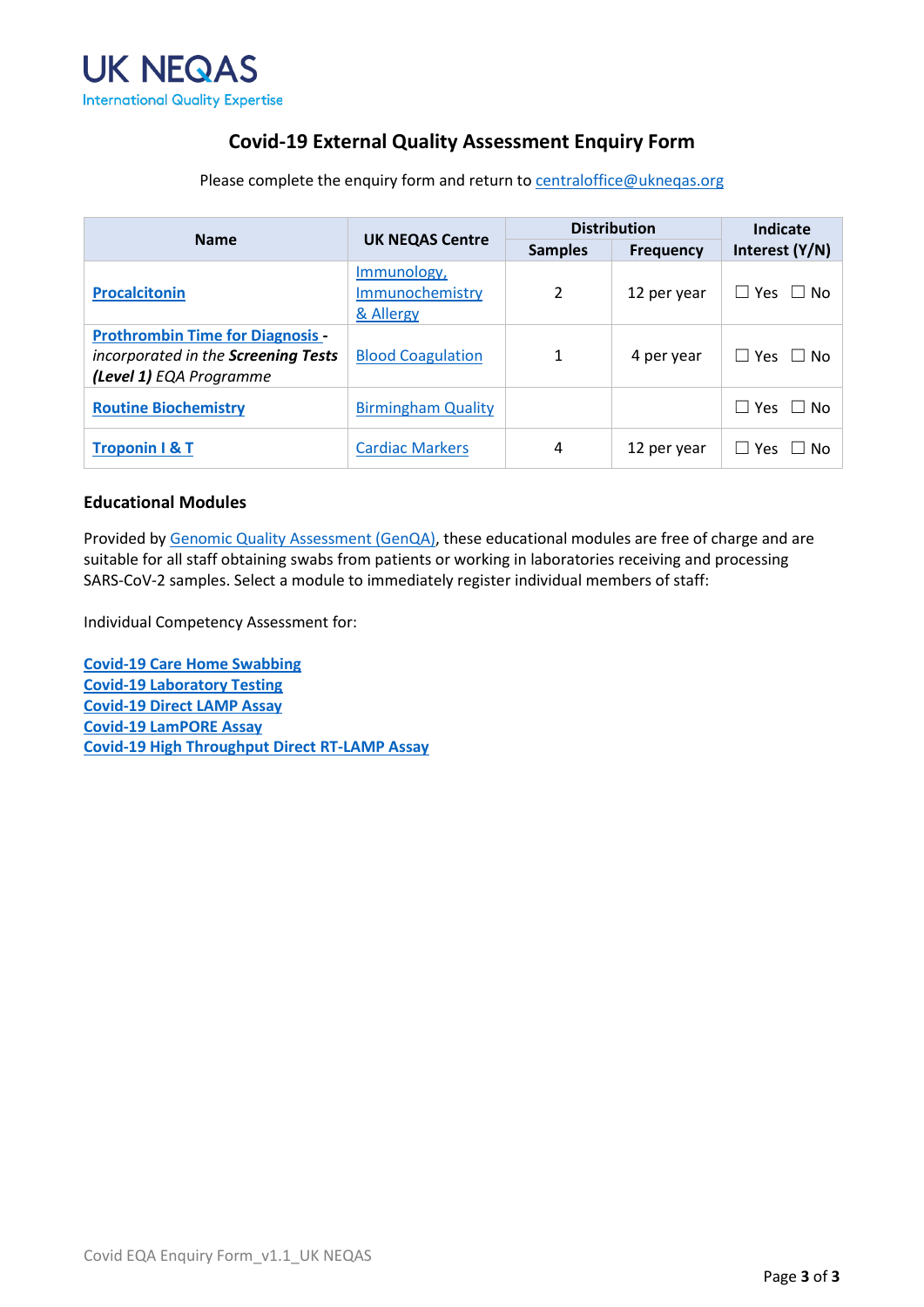UK NEQAS
International Quality Expertise

# Covid-19 External Quality Assessment Enquiry Form

Please complete the enquiry form and return to centraloffice@ukneqas.org

| Name | UK NEQAS Centre | Distribution | | Indicate Interest (Y/N) |
|---|---|---|---|---|
| | | Samples | Frequency | |
| **Procalcitonin** | Immunology, Immunochemistry & Allergy | 2 | 12 per year | ☐ Yes ☐ No |
| **Prothrombin Time for Diagnosis** - *incorporated in the **Screening Tests (Level 1)** EQA Programme* | Blood Coagulation | 1 | 4 per year | ☐ Yes ☐ No |
| **Routine Biochemistry** | Birmingham Quality | | | ☐ Yes ☐ No |
| **Troponin I & T** | Cardiac Markers | 4 | 12 per year | ☐ Yes ☐ No |

## Educational Modules

Provided by Genomic Quality Assessment (GenQA), these educational modules are free of charge and are suitable for all staff obtaining swabs from patients or working in laboratories receiving and processing SARS-CoV-2 samples. Select a module to immediately register individual members of staff:

Individual Competency Assessment for:

**Covid-19 Care Home Swabbing**
**Covid-19 Laboratory Testing**
**Covid-19 Direct LAMP Assay**
**Covid-19 LamPORE Assay**
**Covid-19 High Throughput Direct RT-LAMP Assay**

Covid EQA Enquiry Form_v1.1_UK NEQAS